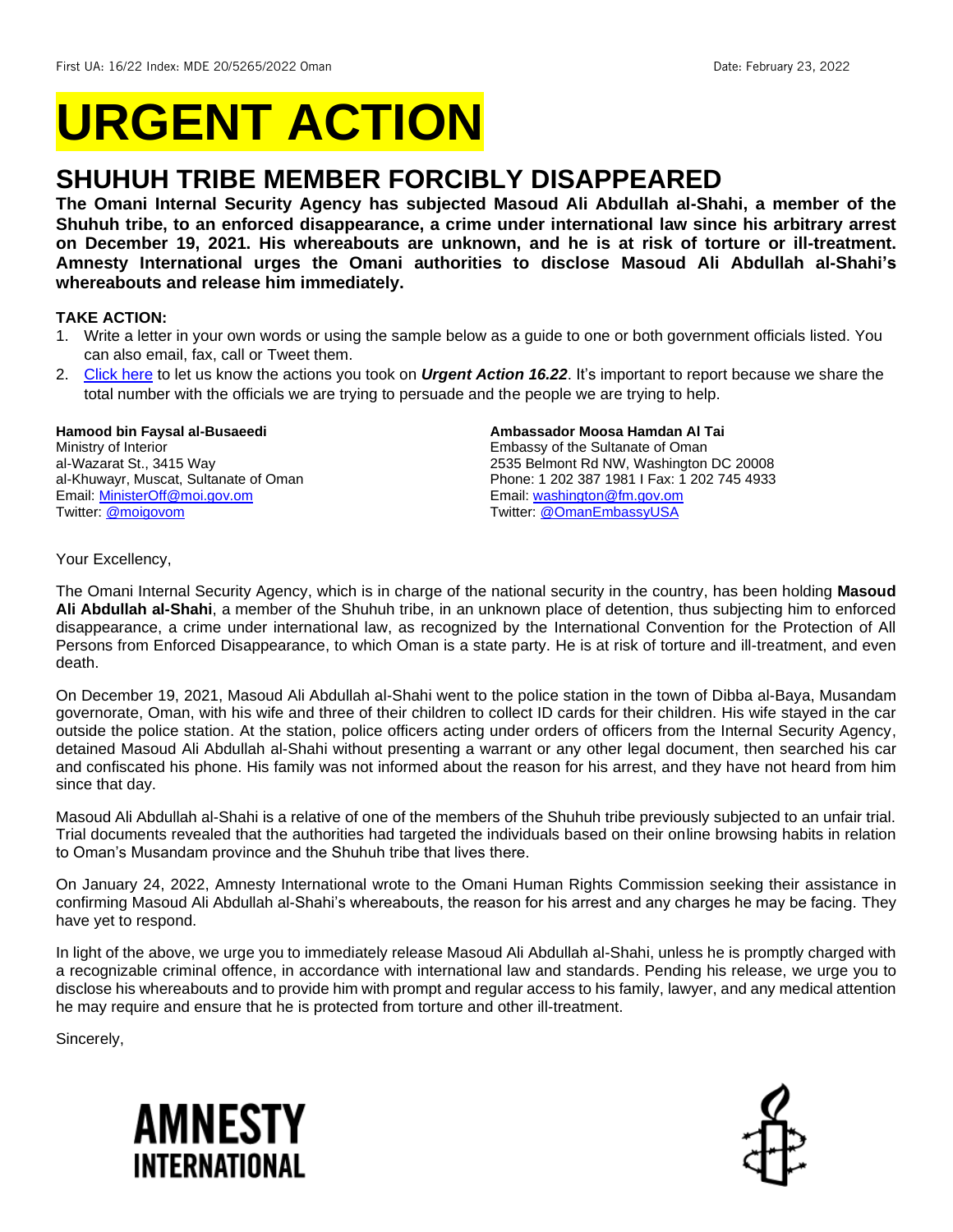First UA: 16/22 Index: MDE 20/5265/2022 Oman Date: February 23, 2022

# URGENT ACTION

## SHUHUH TRIBE MEMBER FORCIBLY DISAPPEARED

**The Omani Internal Security Agency has subjected Masoud Ali Abdullah al-Shahi, a member of the Shuhuh tribe, to an enforced disappearance, a crime under international law since his arbitrary arrest on December 19, 2021. His whereabouts are unknown, and he is at risk of torture or ill-treatment. Amnesty International urges the Omani authorities to disclose Masoud Ali Abdullah al-Shahi's whereabouts and release him immediately.**

**TAKE ACTION:**

1. Write a letter in your own words or using the sample below as a guide to one or both government officials listed. You can also email, fax, call or Tweet them.
2. Click here to let us know the actions you took on ***Urgent Action 16.22***. It's important to report because we share the total number with the officials we are trying to persuade and the people we are trying to help.

**Hamood bin Faysal al-Busaeedi**
Ministry of Interior
al-Wazarat St., 3415 Way
al-Khuwayr, Muscat, Sultanate of Oman
Email: MinisterOff@moi.gov.om
Twitter: @moigovom

**Ambassador Moosa Hamdan Al Tai**
Embassy of the Sultanate of Oman
2535 Belmont Rd NW, Washington DC 20008
Phone: 1 202 387 1981 I Fax: 1 202 745 4933
Email: washington@fm.gov.om
Twitter: @OmanEmbassyUSA

Your Excellency,

The Omani Internal Security Agency, which is in charge of the national security in the country, has been holding **Masoud Ali Abdullah al-Shahi**, a member of the Shuhuh tribe, in an unknown place of detention, thus subjecting him to enforced disappearance, a crime under international law, as recognized by the International Convention for the Protection of All Persons from Enforced Disappearance, to which Oman is a state party. He is at risk of torture and ill-treatment, and even death.

On December 19, 2021, Masoud Ali Abdullah al-Shahi went to the police station in the town of Dibba al-Baya, Musandam governorate, Oman, with his wife and three of their children to collect ID cards for their children. His wife stayed in the car outside the police station. At the station, police officers acting under orders of officers from the Internal Security Agency, detained Masoud Ali Abdullah al-Shahi without presenting a warrant or any other legal document, then searched his car and confiscated his phone. His family was not informed about the reason for his arrest, and they have not heard from him since that day.

Masoud Ali Abdullah al-Shahi is a relative of one of the members of the Shuhuh tribe previously subjected to an unfair trial. Trial documents revealed that the authorities had targeted the individuals based on their online browsing habits in relation to Oman's Musandam province and the Shuhuh tribe that lives there.

On January 24, 2022, Amnesty International wrote to the Omani Human Rights Commission seeking their assistance in confirming Masoud Ali Abdullah al-Shahi's whereabouts, the reason for his arrest and any charges he may be facing. They have yet to respond.

In light of the above, we urge you to immediately release Masoud Ali Abdullah al-Shahi, unless he is promptly charged with a recognizable criminal offence, in accordance with international law and standards. Pending his release, we urge you to disclose his whereabouts and to provide him with prompt and regular access to his family, lawyer, and any medical attention he may require and ensure that he is protected from torture and other ill-treatment.

Sincerely,

AMNESTY INTERNATIONAL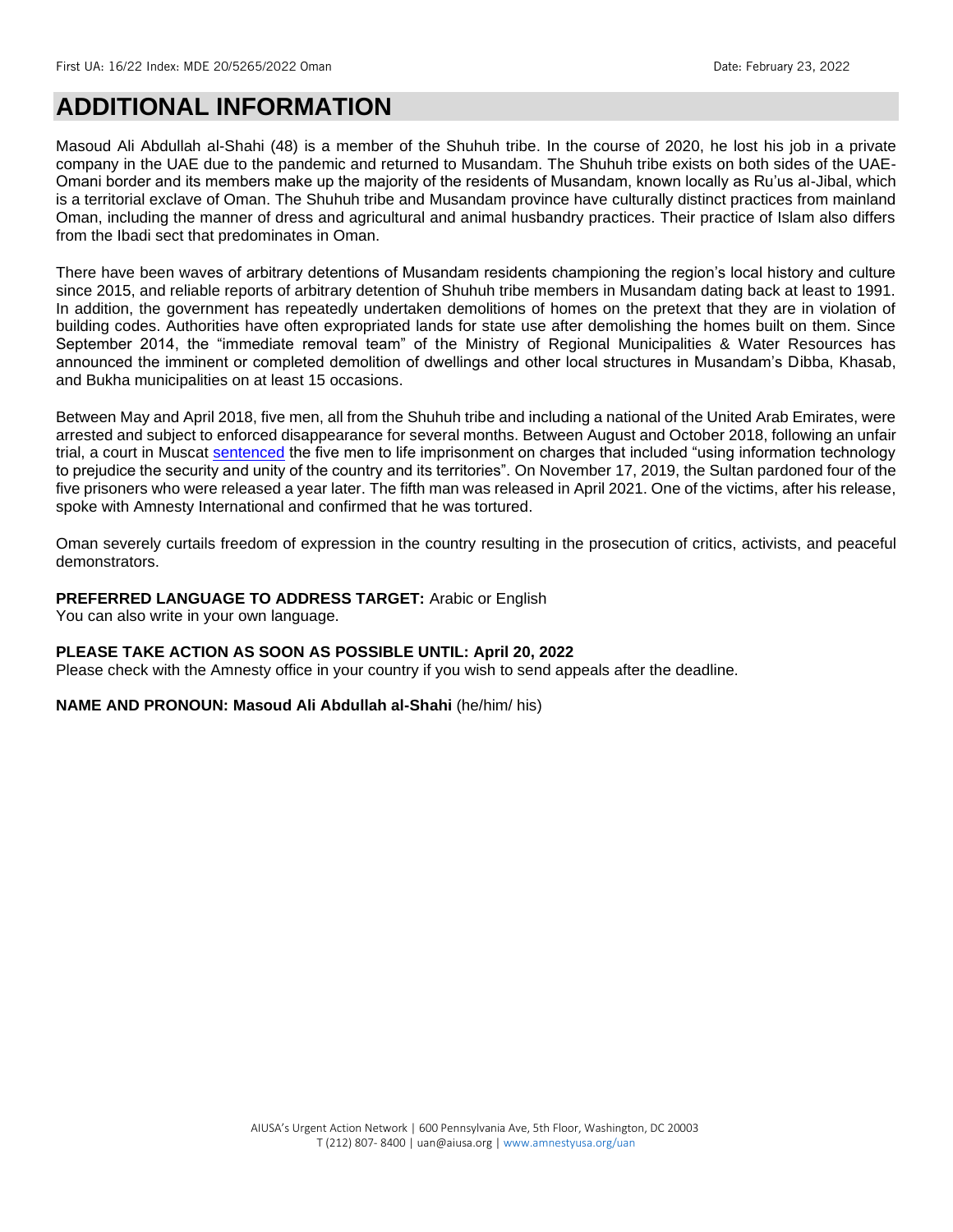# ADDITIONAL INFORMATION

Masoud Ali Abdullah al-Shahi (48) is a member of the Shuhuh tribe. In the course of 2020, he lost his job in a private company in the UAE due to the pandemic and returned to Musandam. The Shuhuh tribe exists on both sides of the UAE-Omani border and its members make up the majority of the residents of Musandam, known locally as Ru'us al-Jibal, which is a territorial exclave of Oman. The Shuhuh tribe and Musandam province have culturally distinct practices from mainland Oman, including the manner of dress and agricultural and animal husbandry practices. Their practice of Islam also differs from the Ibadi sect that predominates in Oman.

There have been waves of arbitrary detentions of Musandam residents championing the region's local history and culture since 2015, and reliable reports of arbitrary detention of Shuhuh tribe members in Musandam dating back at least to 1991. In addition, the government has repeatedly undertaken demolitions of homes on the pretext that they are in violation of building codes. Authorities have often expropriated lands for state use after demolishing the homes built on them. Since September 2014, the "immediate removal team" of the Ministry of Regional Municipalities & Water Resources has announced the imminent or completed demolition of dwellings and other local structures in Musandam's Dibba, Khasab, and Bukha municipalities on at least 15 occasions.

Between May and April 2018, five men, all from the Shuhuh tribe and including a national of the United Arab Emirates, were arrested and subject to enforced disappearance for several months. Between August and October 2018, following an unfair trial, a court in Muscat sentenced the five men to life imprisonment on charges that included "using information technology to prejudice the security and unity of the country and its territories". On November 17, 2019, the Sultan pardoned four of the five prisoners who were released a year later. The fifth man was released in April 2021. One of the victims, after his release, spoke with Amnesty International and confirmed that he was tortured.

Oman severely curtails freedom of expression in the country resulting in the prosecution of critics, activists, and peaceful demonstrators.

**PREFERRED LANGUAGE TO ADDRESS TARGET:** Arabic or English
You can also write in your own language.

**PLEASE TAKE ACTION AS SOON AS POSSIBLE UNTIL: April 20, 2022**
Please check with the Amnesty office in your country if you wish to send appeals after the deadline.

**NAME AND PRONOUN: Masoud Ali Abdullah al-Shahi** (he/him/ his)